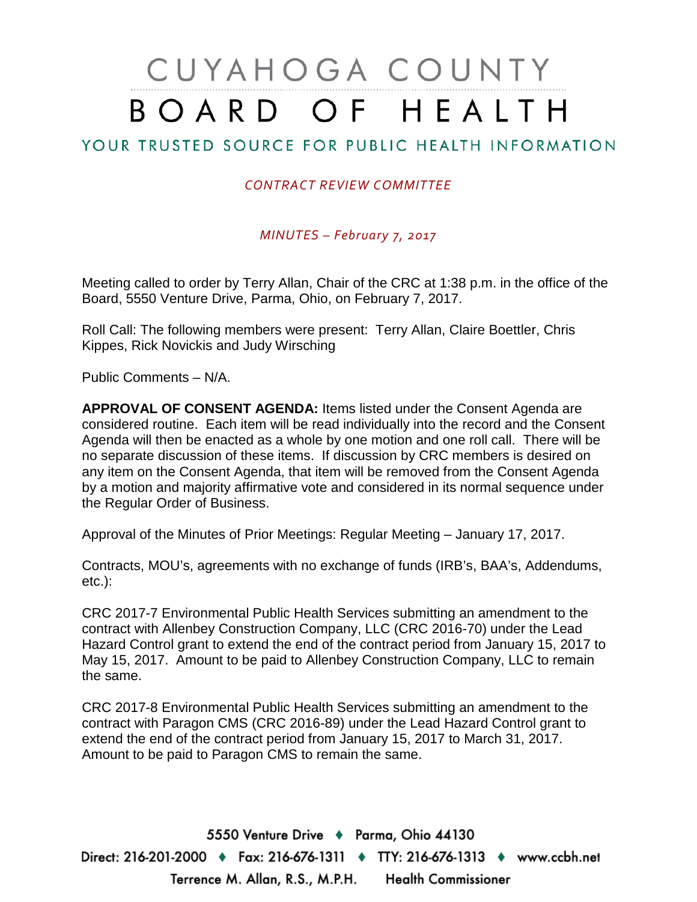# CUYAHOGA COUNTY BOARD OF HEALTH

## YOUR TRUSTED SOURCE FOR PUBLIC HEALTH INFORMATION

*CONTRACT REVIEW COMMITTEE*

*MINUTES – February 7, 2017*

Meeting called to order by Terry Allan, Chair of the CRC at 1:38 p.m. in the office of the Board, 5550 Venture Drive, Parma, Ohio, on February 7, 2017.

Roll Call: The following members were present: Terry Allan, Claire Boettler, Chris Kippes, Rick Novickis and Judy Wirsching

Public Comments – N/A.

**APPROVAL OF CONSENT AGENDA:** Items listed under the Consent Agenda are considered routine. Each item will be read individually into the record and the Consent Agenda will then be enacted as a whole by one motion and one roll call. There will be no separate discussion of these items. If discussion by CRC members is desired on any item on the Consent Agenda, that item will be removed from the Consent Agenda by a motion and majority affirmative vote and considered in its normal sequence under the Regular Order of Business.

Approval of the Minutes of Prior Meetings: Regular Meeting – January 17, 2017.

Contracts, MOU's, agreements with no exchange of funds (IRB's, BAA's, Addendums, etc.):

CRC 2017-7 Environmental Public Health Services submitting an amendment to the contract with Allenbey Construction Company, LLC (CRC 2016-70) under the Lead Hazard Control grant to extend the end of the contract period from January 15, 2017 to May 15, 2017. Amount to be paid to Allenbey Construction Company, LLC to remain the same.

CRC 2017-8 Environmental Public Health Services submitting an amendment to the contract with Paragon CMS (CRC 2016-89) under the Lead Hazard Control grant to extend the end of the contract period from January 15, 2017 to March 31, 2017. Amount to be paid to Paragon CMS to remain the same.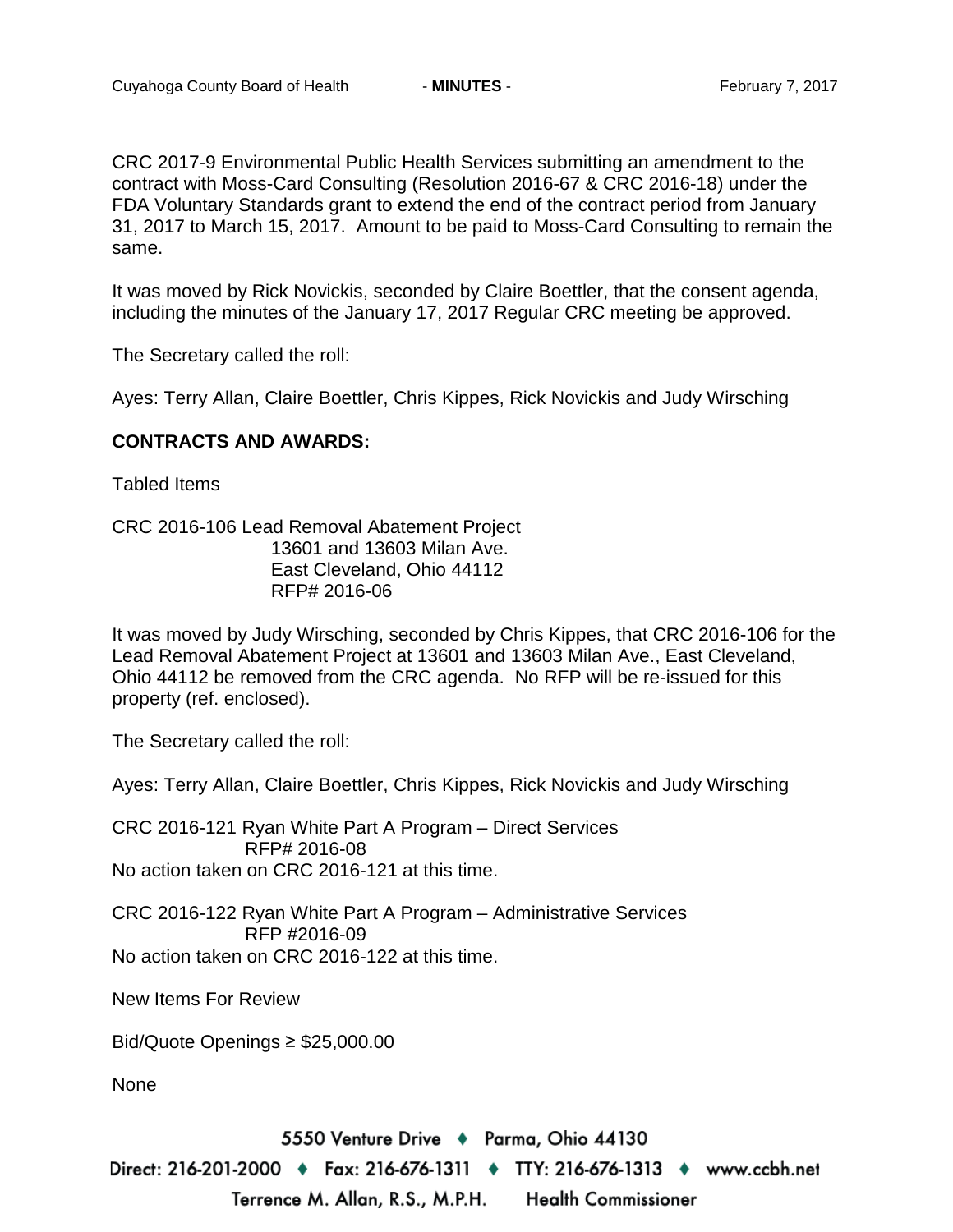CRC 2017-9 Environmental Public Health Services submitting an amendment to the contract with Moss-Card Consulting (Resolution 2016-67 & CRC 2016-18) under the FDA Voluntary Standards grant to extend the end of the contract period from January 31, 2017 to March 15, 2017. Amount to be paid to Moss-Card Consulting to remain the same.

It was moved by Rick Novickis, seconded by Claire Boettler, that the consent agenda, including the minutes of the January 17, 2017 Regular CRC meeting be approved.

The Secretary called the roll:

Ayes: Terry Allan, Claire Boettler, Chris Kippes, Rick Novickis and Judy Wirsching

**CONTRACTS AND AWARDS:**

Tabled Items

CRC 2016-106 Lead Removal Abatement Project
13601 and 13603 Milan Ave.
East Cleveland, Ohio 44112
RFP# 2016-06

It was moved by Judy Wirsching, seconded by Chris Kippes, that CRC 2016-106 for the Lead Removal Abatement Project at 13601 and 13603 Milan Ave., East Cleveland, Ohio 44112 be removed from the CRC agenda. No RFP will be re-issued for this property (ref. enclosed).

The Secretary called the roll:

Ayes: Terry Allan, Claire Boettler, Chris Kippes, Rick Novickis and Judy Wirsching

CRC 2016-121 Ryan White Part A Program – Direct Services
RFP# 2016-08
No action taken on CRC 2016-121 at this time.

CRC 2016-122 Ryan White Part A Program – Administrative Services
RFP #2016-09
No action taken on CRC 2016-122 at this time.

New Items For Review

Bid/Quote Openings ≥ $25,000.00

None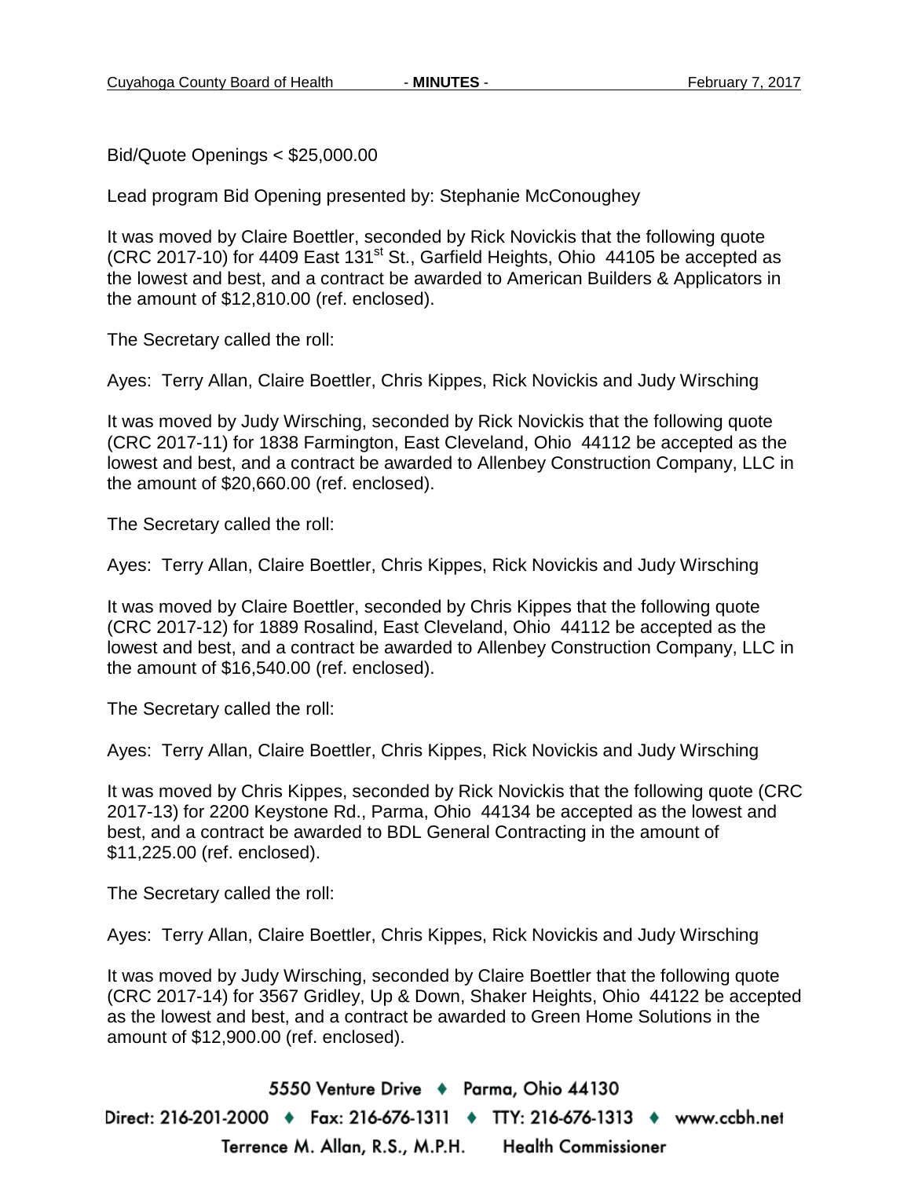Bid/Quote Openings < $25,000.00

Lead program Bid Opening presented by: Stephanie McConoughey

It was moved by Claire Boettler, seconded by Rick Novickis that the following quote (CRC 2017-10) for 4409 East 131st St., Garfield Heights, Ohio 44105 be accepted as the lowest and best, and a contract be awarded to American Builders & Applicators in the amount of $12,810.00 (ref. enclosed).

The Secretary called the roll:

Ayes: Terry Allan, Claire Boettler, Chris Kippes, Rick Novickis and Judy Wirsching

It was moved by Judy Wirsching, seconded by Rick Novickis that the following quote (CRC 2017-11) for 1838 Farmington, East Cleveland, Ohio 44112 be accepted as the lowest and best, and a contract be awarded to Allenbey Construction Company, LLC in the amount of $20,660.00 (ref. enclosed).

The Secretary called the roll:

Ayes: Terry Allan, Claire Boettler, Chris Kippes, Rick Novickis and Judy Wirsching

It was moved by Claire Boettler, seconded by Chris Kippes that the following quote (CRC 2017-12) for 1889 Rosalind, East Cleveland, Ohio 44112 be accepted as the lowest and best, and a contract be awarded to Allenbey Construction Company, LLC in the amount of $16,540.00 (ref. enclosed).

The Secretary called the roll:

Ayes: Terry Allan, Claire Boettler, Chris Kippes, Rick Novickis and Judy Wirsching

It was moved by Chris Kippes, seconded by Rick Novickis that the following quote (CRC 2017-13) for 2200 Keystone Rd., Parma, Ohio 44134 be accepted as the lowest and best, and a contract be awarded to BDL General Contracting in the amount of $11,225.00 (ref. enclosed).

The Secretary called the roll:

Ayes: Terry Allan, Claire Boettler, Chris Kippes, Rick Novickis and Judy Wirsching

It was moved by Judy Wirsching, seconded by Claire Boettler that the following quote (CRC 2017-14) for 3567 Gridley, Up & Down, Shaker Heights, Ohio 44122 be accepted as the lowest and best, and a contract be awarded to Green Home Solutions in the amount of $12,900.00 (ref. enclosed).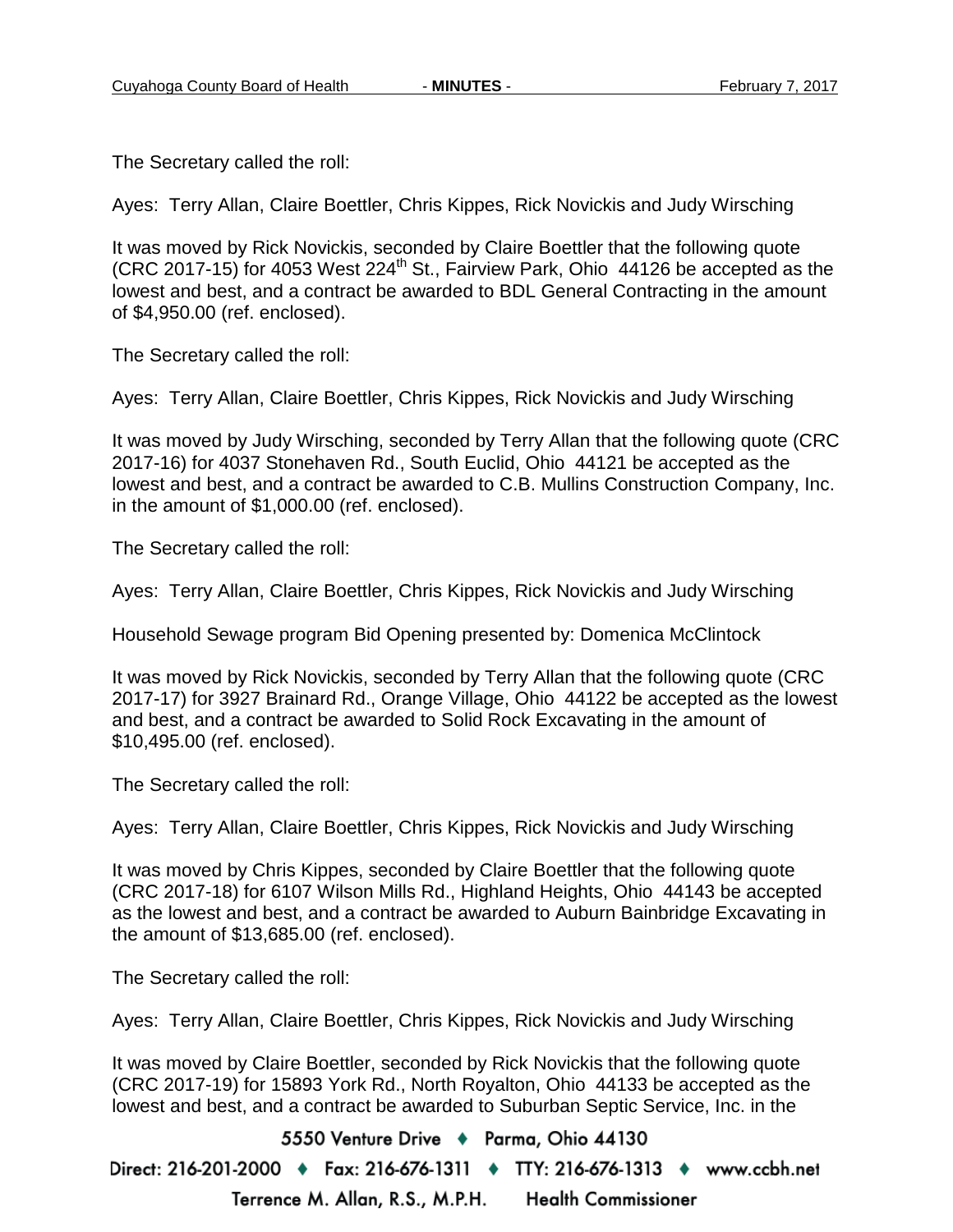The Secretary called the roll:

Ayes: Terry Allan, Claire Boettler, Chris Kippes, Rick Novickis and Judy Wirsching

It was moved by Rick Novickis, seconded by Claire Boettler that the following quote (CRC 2017-15) for 4053 West 224th St., Fairview Park, Ohio 44126 be accepted as the lowest and best, and a contract be awarded to BDL General Contracting in the amount of $4,950.00 (ref. enclosed).

The Secretary called the roll:

Ayes: Terry Allan, Claire Boettler, Chris Kippes, Rick Novickis and Judy Wirsching

It was moved by Judy Wirsching, seconded by Terry Allan that the following quote (CRC 2017-16) for 4037 Stonehaven Rd., South Euclid, Ohio 44121 be accepted as the lowest and best, and a contract be awarded to C.B. Mullins Construction Company, Inc. in the amount of $1,000.00 (ref. enclosed).

The Secretary called the roll:

Ayes: Terry Allan, Claire Boettler, Chris Kippes, Rick Novickis and Judy Wirsching

Household Sewage program Bid Opening presented by: Domenica McClintock

It was moved by Rick Novickis, seconded by Terry Allan that the following quote (CRC 2017-17) for 3927 Brainard Rd., Orange Village, Ohio 44122 be accepted as the lowest and best, and a contract be awarded to Solid Rock Excavating in the amount of $10,495.00 (ref. enclosed).

The Secretary called the roll:

Ayes: Terry Allan, Claire Boettler, Chris Kippes, Rick Novickis and Judy Wirsching

It was moved by Chris Kippes, seconded by Claire Boettler that the following quote (CRC 2017-18) for 6107 Wilson Mills Rd., Highland Heights, Ohio 44143 be accepted as the lowest and best, and a contract be awarded to Auburn Bainbridge Excavating in the amount of $13,685.00 (ref. enclosed).

The Secretary called the roll:

Ayes: Terry Allan, Claire Boettler, Chris Kippes, Rick Novickis and Judy Wirsching

It was moved by Claire Boettler, seconded by Rick Novickis that the following quote (CRC 2017-19) for 15893 York Rd., North Royalton, Ohio 44133 be accepted as the lowest and best, and a contract be awarded to Suburban Septic Service, Inc. in the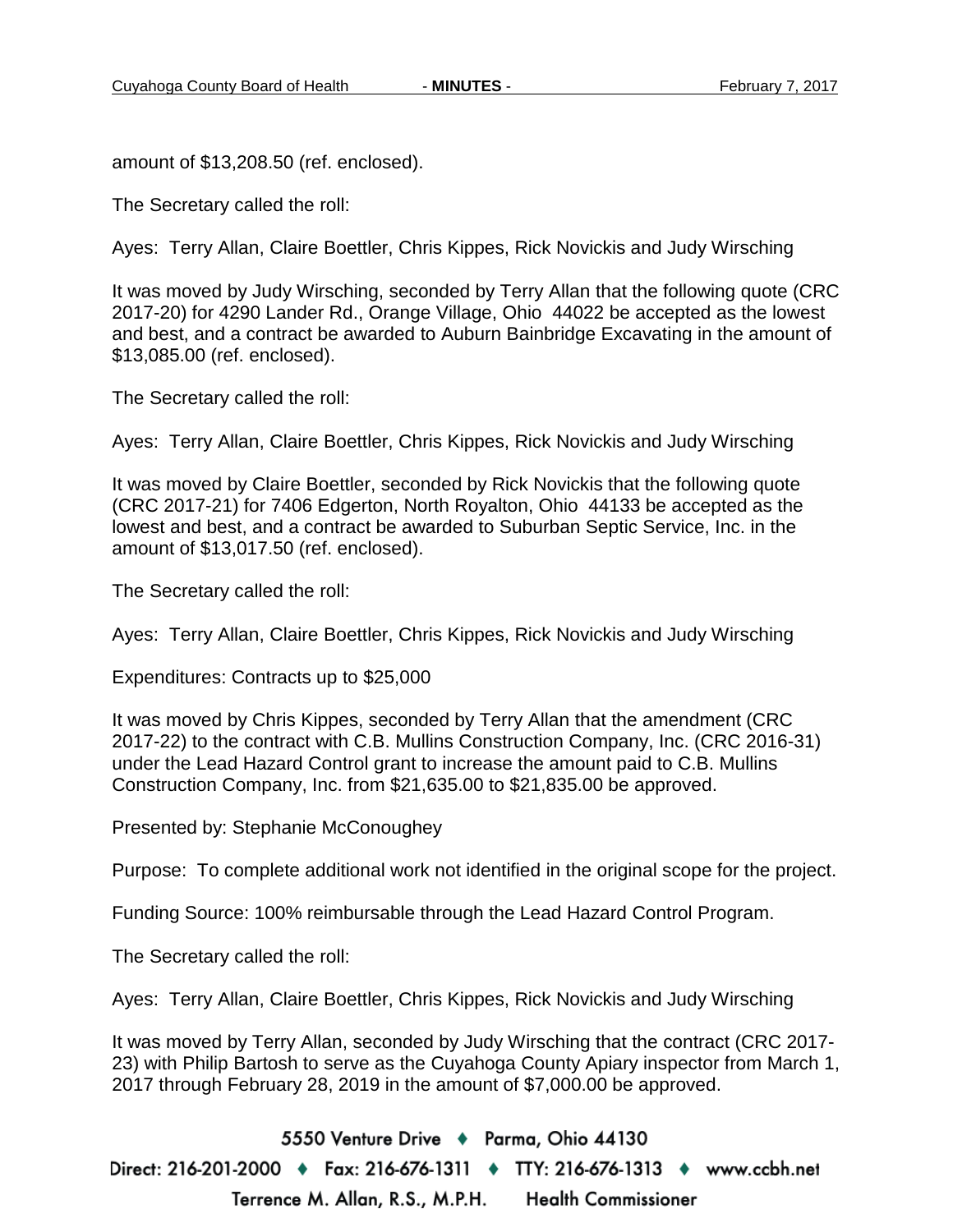amount of $13,208.50 (ref. enclosed).

The Secretary called the roll:

Ayes: Terry Allan, Claire Boettler, Chris Kippes, Rick Novickis and Judy Wirsching

It was moved by Judy Wirsching, seconded by Terry Allan that the following quote (CRC 2017-20) for 4290 Lander Rd., Orange Village, Ohio 44022 be accepted as the lowest and best, and a contract be awarded to Auburn Bainbridge Excavating in the amount of $13,085.00 (ref. enclosed).

The Secretary called the roll:

Ayes: Terry Allan, Claire Boettler, Chris Kippes, Rick Novickis and Judy Wirsching

It was moved by Claire Boettler, seconded by Rick Novickis that the following quote (CRC 2017-21) for 7406 Edgerton, North Royalton, Ohio 44133 be accepted as the lowest and best, and a contract be awarded to Suburban Septic Service, Inc. in the amount of $13,017.50 (ref. enclosed).

The Secretary called the roll:

Ayes: Terry Allan, Claire Boettler, Chris Kippes, Rick Novickis and Judy Wirsching

Expenditures: Contracts up to $25,000

It was moved by Chris Kippes, seconded by Terry Allan that the amendment (CRC 2017-22) to the contract with C.B. Mullins Construction Company, Inc. (CRC 2016-31) under the Lead Hazard Control grant to increase the amount paid to C.B. Mullins Construction Company, Inc. from $21,635.00 to $21,835.00 be approved.

Presented by: Stephanie McConoughey

Purpose: To complete additional work not identified in the original scope for the project.

Funding Source: 100% reimbursable through the Lead Hazard Control Program.

The Secretary called the roll:

Ayes: Terry Allan, Claire Boettler, Chris Kippes, Rick Novickis and Judy Wirsching

It was moved by Terry Allan, seconded by Judy Wirsching that the contract (CRC 2017-23) with Philip Bartosh to serve as the Cuyahoga County Apiary inspector from March 1, 2017 through February 28, 2019 in the amount of $7,000.00 be approved.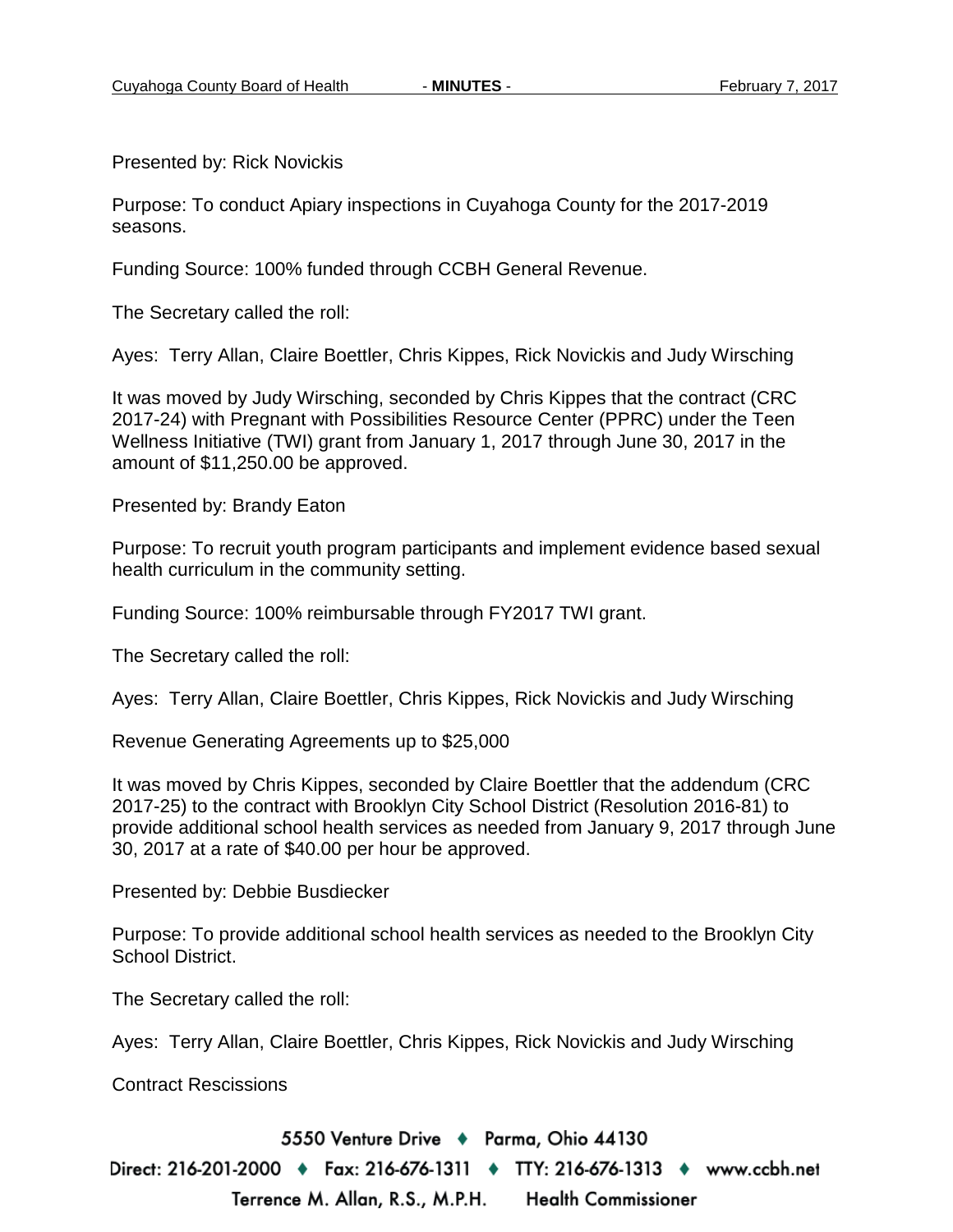Presented by: Rick Novickis

Purpose: To conduct Apiary inspections in Cuyahoga County for the 2017-2019 seasons.

Funding Source: 100% funded through CCBH General Revenue.

The Secretary called the roll:

Ayes: Terry Allan, Claire Boettler, Chris Kippes, Rick Novickis and Judy Wirsching

It was moved by Judy Wirsching, seconded by Chris Kippes that the contract (CRC 2017-24) with Pregnant with Possibilities Resource Center (PPRC) under the Teen Wellness Initiative (TWI) grant from January 1, 2017 through June 30, 2017 in the amount of $11,250.00 be approved.

Presented by: Brandy Eaton

Purpose: To recruit youth program participants and implement evidence based sexual health curriculum in the community setting.

Funding Source: 100% reimbursable through FY2017 TWI grant.

The Secretary called the roll:

Ayes: Terry Allan, Claire Boettler, Chris Kippes, Rick Novickis and Judy Wirsching

Revenue Generating Agreements up to $25,000

It was moved by Chris Kippes, seconded by Claire Boettler that the addendum (CRC 2017-25) to the contract with Brooklyn City School District (Resolution 2016-81) to provide additional school health services as needed from January 9, 2017 through June 30, 2017 at a rate of $40.00 per hour be approved.

Presented by: Debbie Busdiecker

Purpose: To provide additional school health services as needed to the Brooklyn City School District.

The Secretary called the roll:

Ayes: Terry Allan, Claire Boettler, Chris Kippes, Rick Novickis and Judy Wirsching

Contract Rescissions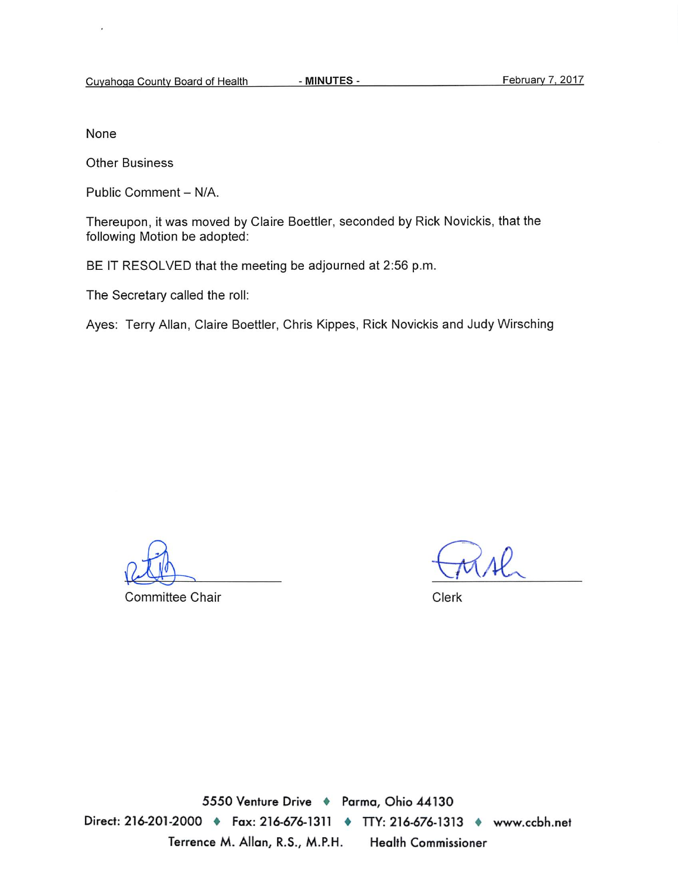None

Other Business

Public Comment – N/A.

Thereupon, it was moved by Claire Boettler, seconded by Rick Novickis, that the following Motion be adopted:

BE IT RESOLVED that the meeting be adjourned at 2:56 p.m.

The Secretary called the roll:

Ayes: Terry Allan, Claire Boettler, Chris Kippes, Rick Novickis and Judy Wirsching

Committee Chair

Clerk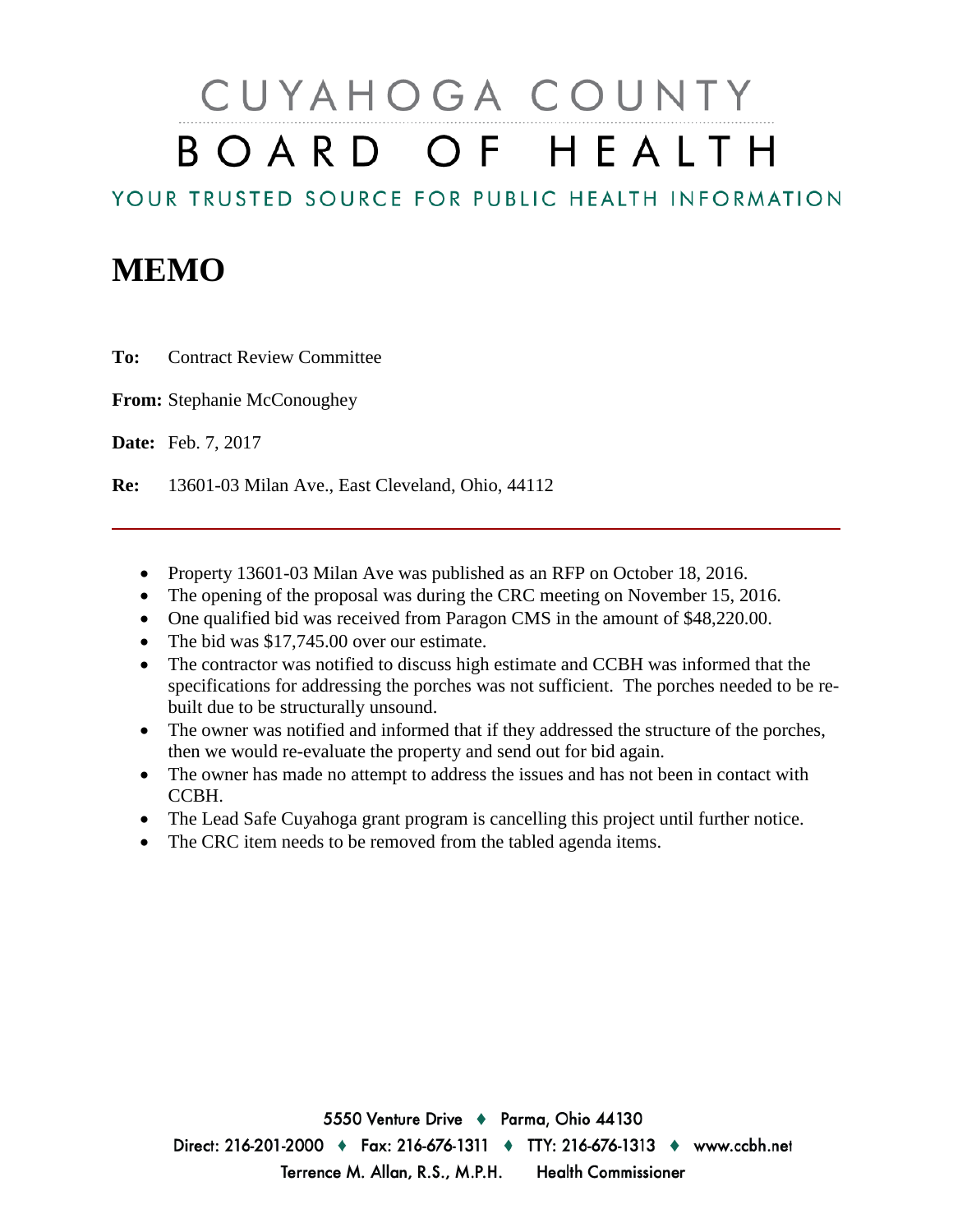# CUYAHOGA COUNTY BOARD OF HEALTH

YOUR TRUSTED SOURCE FOR PUBLIC HEALTH INFORMATION

# MEMO

**To:** Contract Review Committee

**From:** Stephanie McConoughey

**Date:** Feb. 7, 2017

**Re:** 13601-03 Milan Ave., East Cleveland, Ohio, 44112

---

- Property 13601-03 Milan Ave was published as an RFP on October 18, 2016.
- The opening of the proposal was during the CRC meeting on November 15, 2016.
- One qualified bid was received from Paragon CMS in the amount of $48,220.00.
- The bid was $17,745.00 over our estimate.
- The contractor was notified to discuss high estimate and CCBH was informed that the specifications for addressing the porches was not sufficient. The porches needed to be re-built due to be structurally unsound.
- The owner was notified and informed that if they addressed the structure of the porches, then we would re-evaluate the property and send out for bid again.
- The owner has made no attempt to address the issues and has not been in contact with CCBH.
- The Lead Safe Cuyahoga grant program is cancelling this project until further notice.
- The CRC item needs to be removed from the tabled agenda items.

5550 Venture Drive ♦ Parma, Ohio 44130

Direct: 216-201-2000 ♦ Fax: 216-676-1311 ♦ TTY: 216-676-1313 ♦ www.ccbh.net

Terrence M. Allan, R.S., M.P.H. Health Commissioner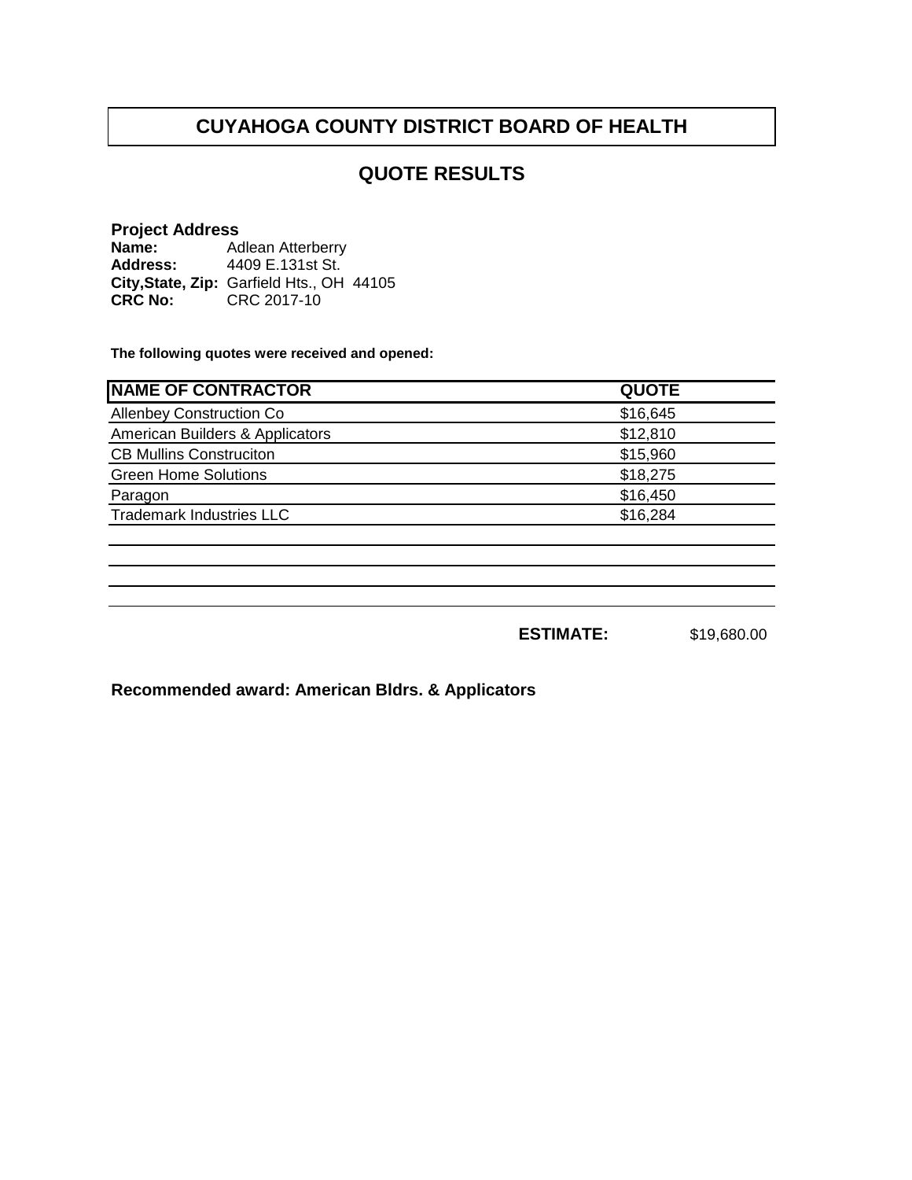# CUYAHOGA COUNTY DISTRICT BOARD OF HEALTH

## QUOTE RESULTS

**Project Address**
**Name:** Adlean Atterberry
**Address:** 4409 E.131st St.
**City,State, Zip:** Garfield Hts., OH 44105
**CRC No:** CRC 2017-10

**The following quotes were received and opened:**

| NAME OF CONTRACTOR | QUOTE |
|---|---|
| Allenbey Construction Co | $16,645 |
| American Builders & Applicators | $12,810 |
| CB Mullins Construciton | $15,960 |
| Green Home Solutions | $18,275 |
| Paragon | $16,450 |
| Trademark Industries LLC | $16,284 |

**ESTIMATE:** $19,680.00

**Recommended award: American Bldrs. & Applicators**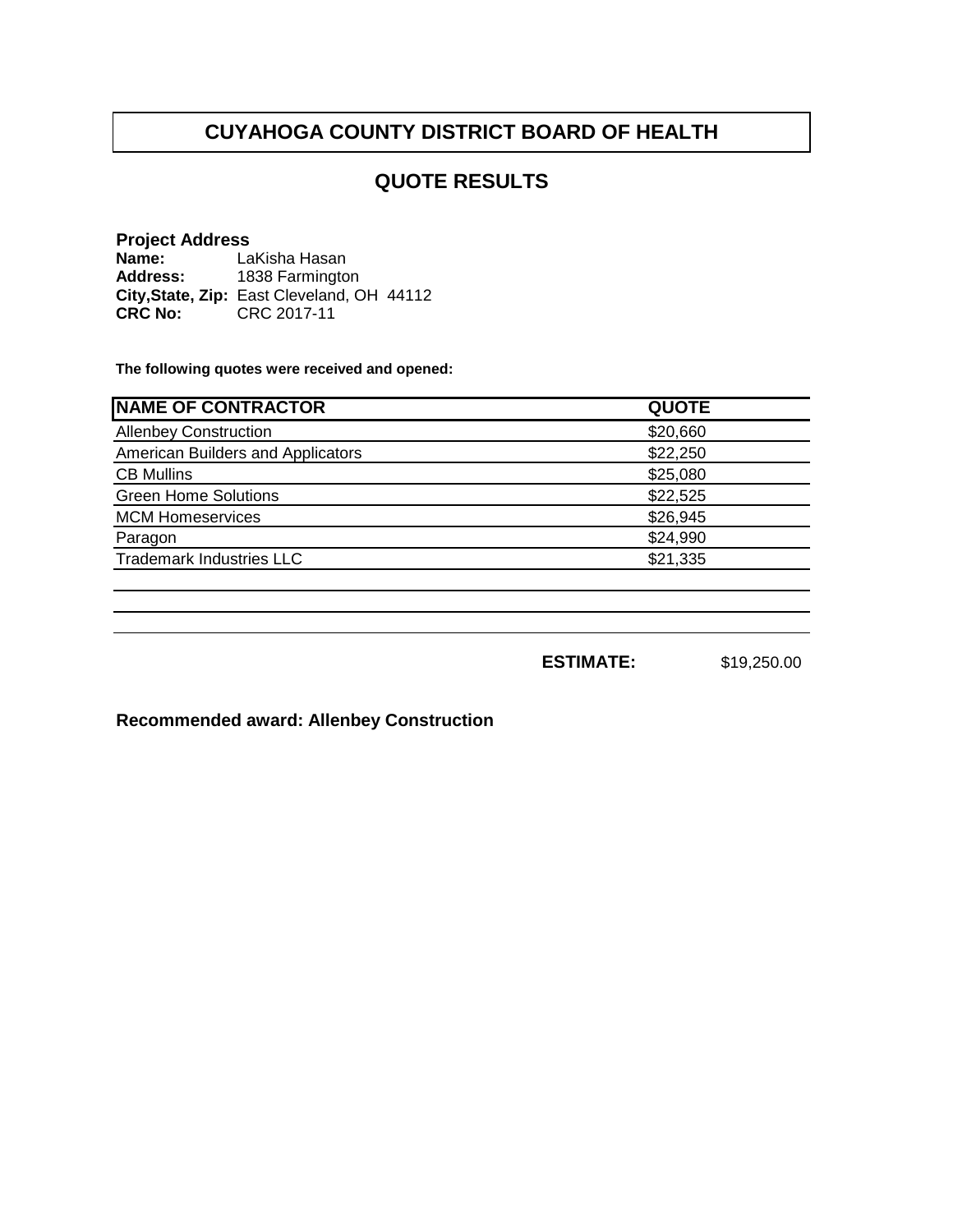# CUYAHOGA COUNTY DISTRICT BOARD OF HEALTH

## QUOTE RESULTS

**Project Address**
**Name:** LaKisha Hasan
**Address:** 1838 Farmington
**City,State, Zip:** East Cleveland, OH 44112
**CRC No:** CRC 2017-11

**The following quotes were received and opened:**

| NAME OF CONTRACTOR | QUOTE |
|---|---|
| Allenbey Construction | $20,660 |
| American Builders and Applicators | $22,250 |
| CB Mullins | $25,080 |
| Green Home Solutions | $22,525 |
| MCM Homeservices | $26,945 |
| Paragon | $24,990 |
| Trademark Industries LLC | $21,335 |

**ESTIMATE:** $19,250.00

**Recommended award: Allenbey Construction**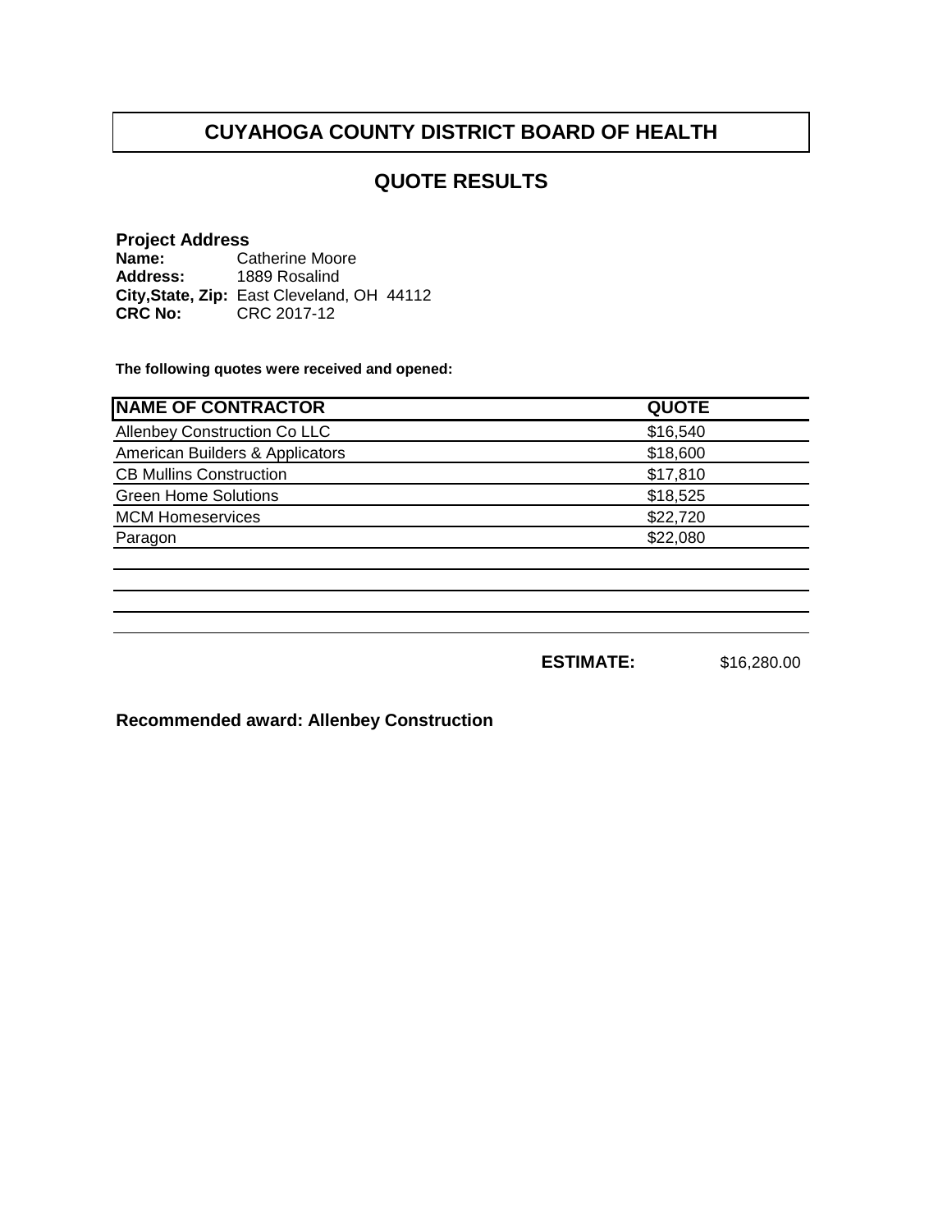# CUYAHOGA COUNTY DISTRICT BOARD OF HEALTH

## QUOTE RESULTS

**Project Address**
**Name:** Catherine Moore
**Address:** 1889 Rosalind
**City,State, Zip:** East Cleveland, OH 44112
**CRC No:** CRC 2017-12

**The following quotes were received and opened:**

| NAME OF CONTRACTOR | QUOTE |
|---|---|
| Allenbey Construction Co LLC | $16,540 |
| American Builders & Applicators | $18,600 |
| CB Mullins Construction | $17,810 |
| Green Home Solutions | $18,525 |
| MCM Homeservices | $22,720 |
| Paragon | $22,080 |

**ESTIMATE:** $16,280.00

**Recommended award: Allenbey Construction**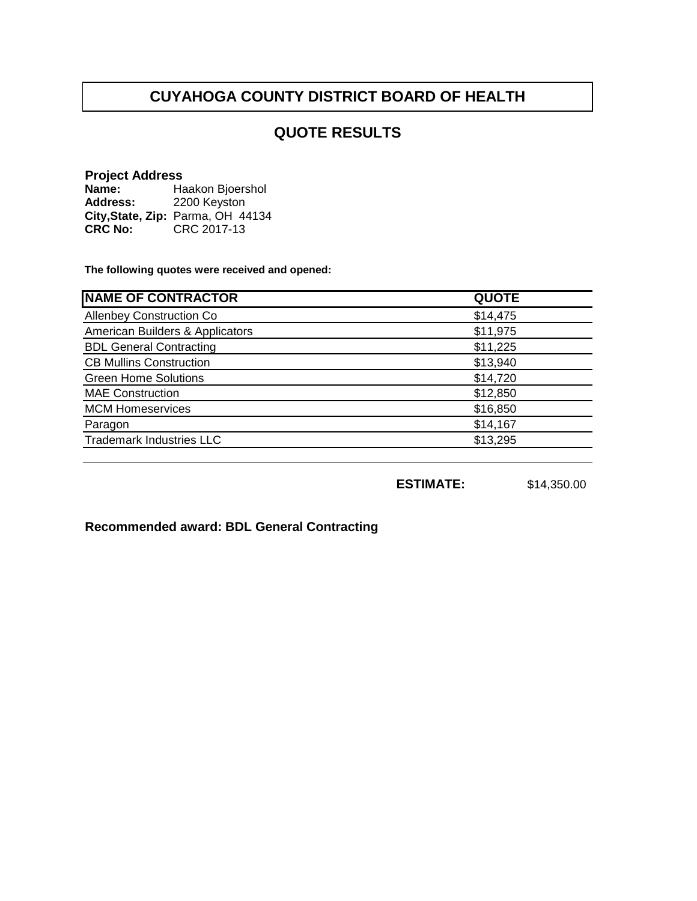# CUYAHOGA COUNTY DISTRICT BOARD OF HEALTH

## QUOTE RESULTS

**Project Address**
**Name:** Haakon Bjoershol
**Address:** 2200 Keyston
**City,State, Zip:** Parma, OH 44134
**CRC No:** CRC 2017-13

**The following quotes were received and opened:**

| NAME OF CONTRACTOR | QUOTE |
|---|---|
| Allenbey Construction Co | $14,475 |
| American Builders & Applicators | $11,975 |
| BDL General Contracting | $11,225 |
| CB Mullins Construction | $13,940 |
| Green Home Solutions | $14,720 |
| MAE Construction | $12,850 |
| MCM Homeservices | $16,850 |
| Paragon | $14,167 |
| Trademark Industries LLC | $13,295 |

**ESTIMATE:** $14,350.00

**Recommended award: BDL General Contracting**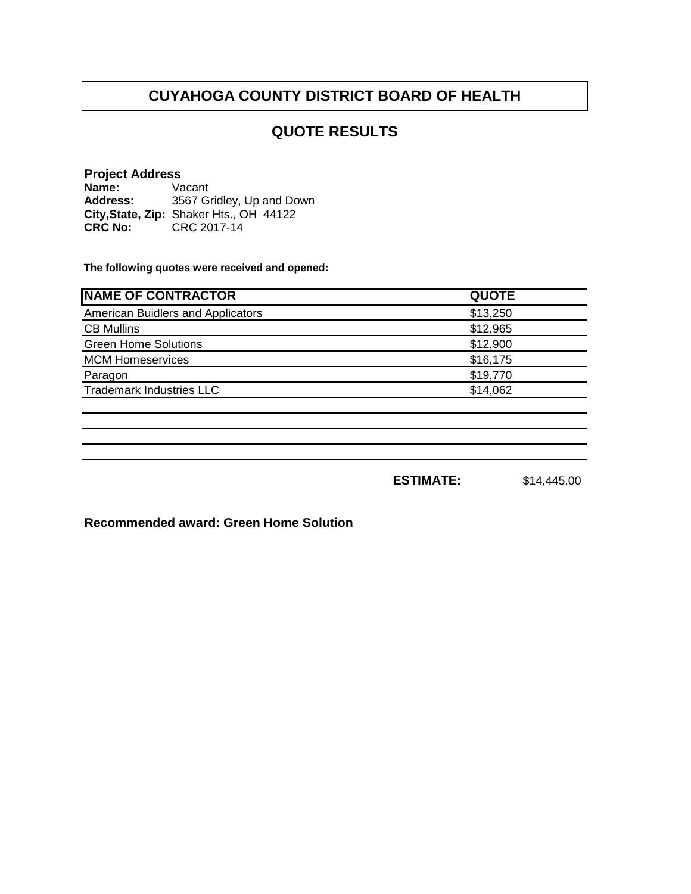# CUYAHOGA COUNTY DISTRICT BOARD OF HEALTH

## QUOTE RESULTS

**Project Address**
**Name:** Vacant
**Address:** 3567 Gridley, Up and Down
**City,State, Zip:** Shaker Hts., OH 44122
**CRC No:** CRC 2017-14

**The following quotes were received and opened:**

| NAME OF CONTRACTOR | QUOTE |
|---|---|
| American Buidlers and Applicators | $13,250 |
| CB Mullins | $12,965 |
| Green Home Solutions | $12,900 |
| MCM Homeservices | $16,175 |
| Paragon | $19,770 |
| Trademark Industries LLC | $14,062 |

**ESTIMATE:** $14,445.00

**Recommended award: Green Home Solution**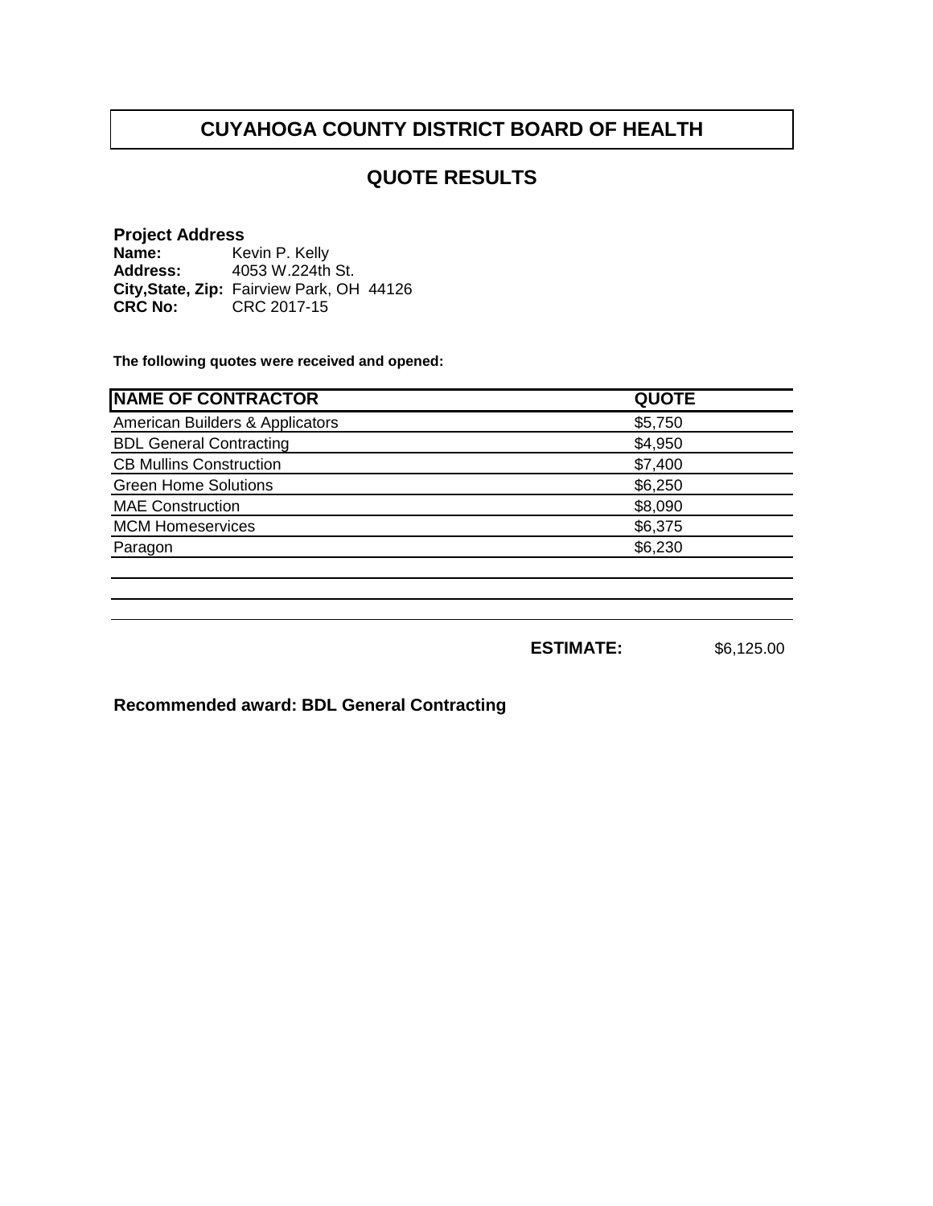# CUYAHOGA COUNTY DISTRICT BOARD OF HEALTH

## QUOTE RESULTS

**Project Address**
**Name:** Kevin P. Kelly
**Address:** 4053 W.224th St.
**City,State, Zip:** Fairview Park, OH 44126
**CRC No:** CRC 2017-15

**The following quotes were received and opened:**

| NAME OF CONTRACTOR | QUOTE |
|---|---|
| American Builders & Applicators | $5,750 |
| BDL General Contracting | $4,950 |
| CB Mullins Construction | $7,400 |
| Green Home Solutions | $6,250 |
| MAE Construction | $8,090 |
| MCM Homeservices | $6,375 |
| Paragon | $6,230 |

**ESTIMATE:** $6,125.00

**Recommended award: BDL General Contracting**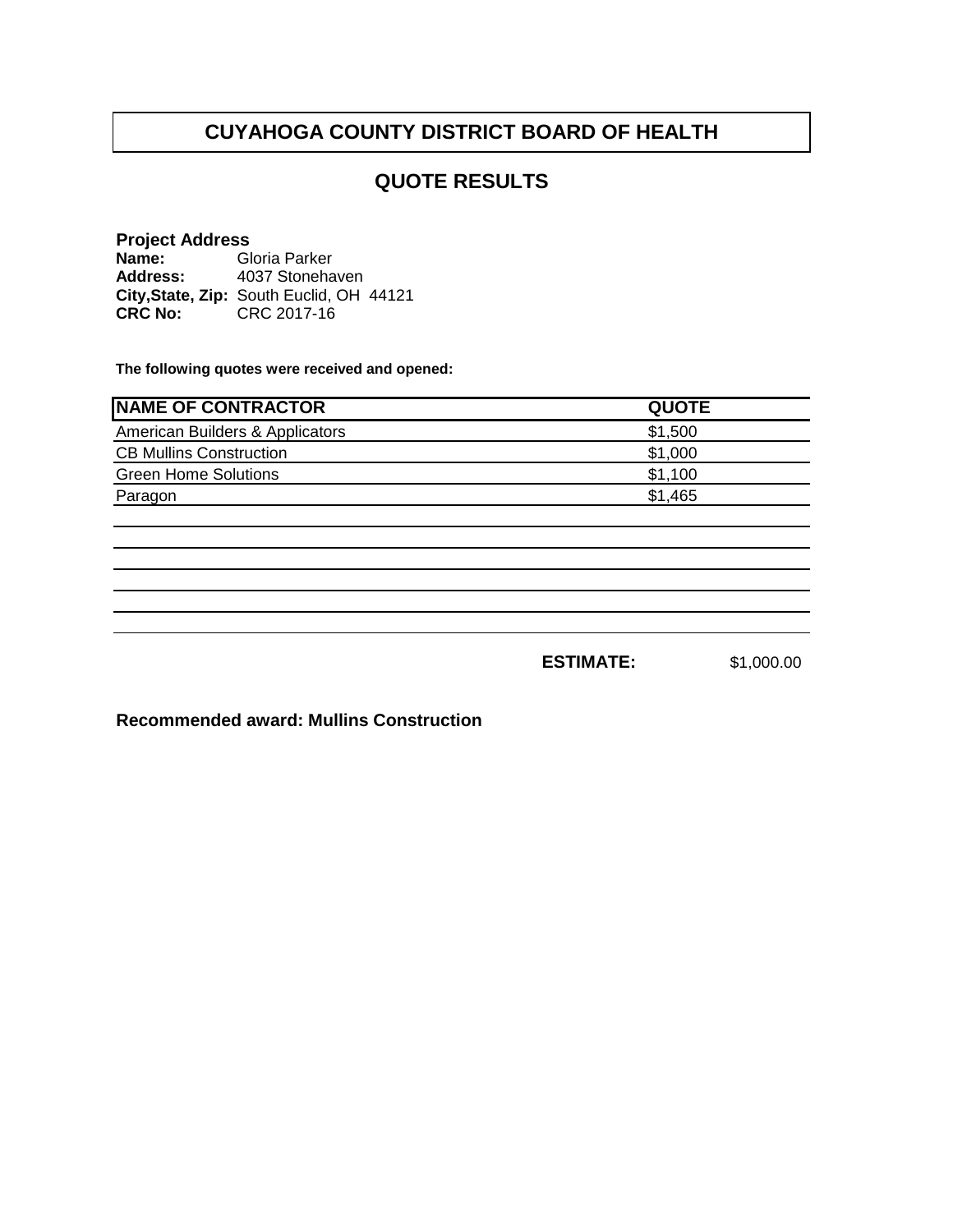# CUYAHOGA COUNTY DISTRICT BOARD OF HEALTH

## QUOTE RESULTS

**Project Address**
**Name:** Gloria Parker
**Address:** 4037 Stonehaven
**City,State, Zip:** South Euclid, OH 44121
**CRC No:** CRC 2017-16

**The following quotes were received and opened:**

| NAME OF CONTRACTOR | QUOTE |
|---|---|
| American Builders & Applicators | $1,500 |
| CB Mullins Construction | $1,000 |
| Green Home Solutions | $1,100 |
| Paragon | $1,465 |

**ESTIMATE:** $1,000.00

**Recommended award: Mullins Construction**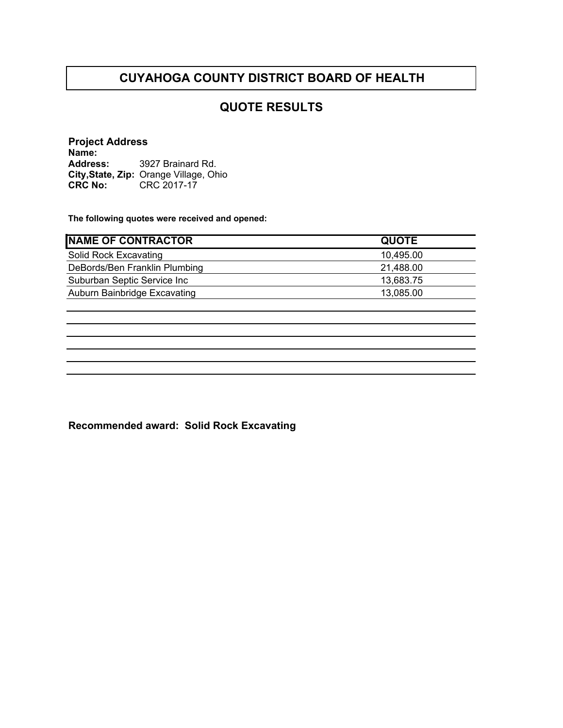# CUYAHOGA COUNTY DISTRICT BOARD OF HEALTH

## QUOTE RESULTS

**Project Address**
**Name:**
**Address:** 3927 Brainard Rd.
**City,State, Zip:** Orange Village, Ohio
**CRC No:** CRC 2017-17

**The following quotes were received and opened:**

| NAME OF CONTRACTOR | QUOTE |
|---|---|
| Solid Rock Excavating | 10,495.00 |
| DeBords/Ben Franklin Plumbing | 21,488.00 |
| Suburban Septic Service Inc | 13,683.75 |
| Auburn Bainbridge Excavating | 13,085.00 |

**Recommended award: Solid Rock Excavating**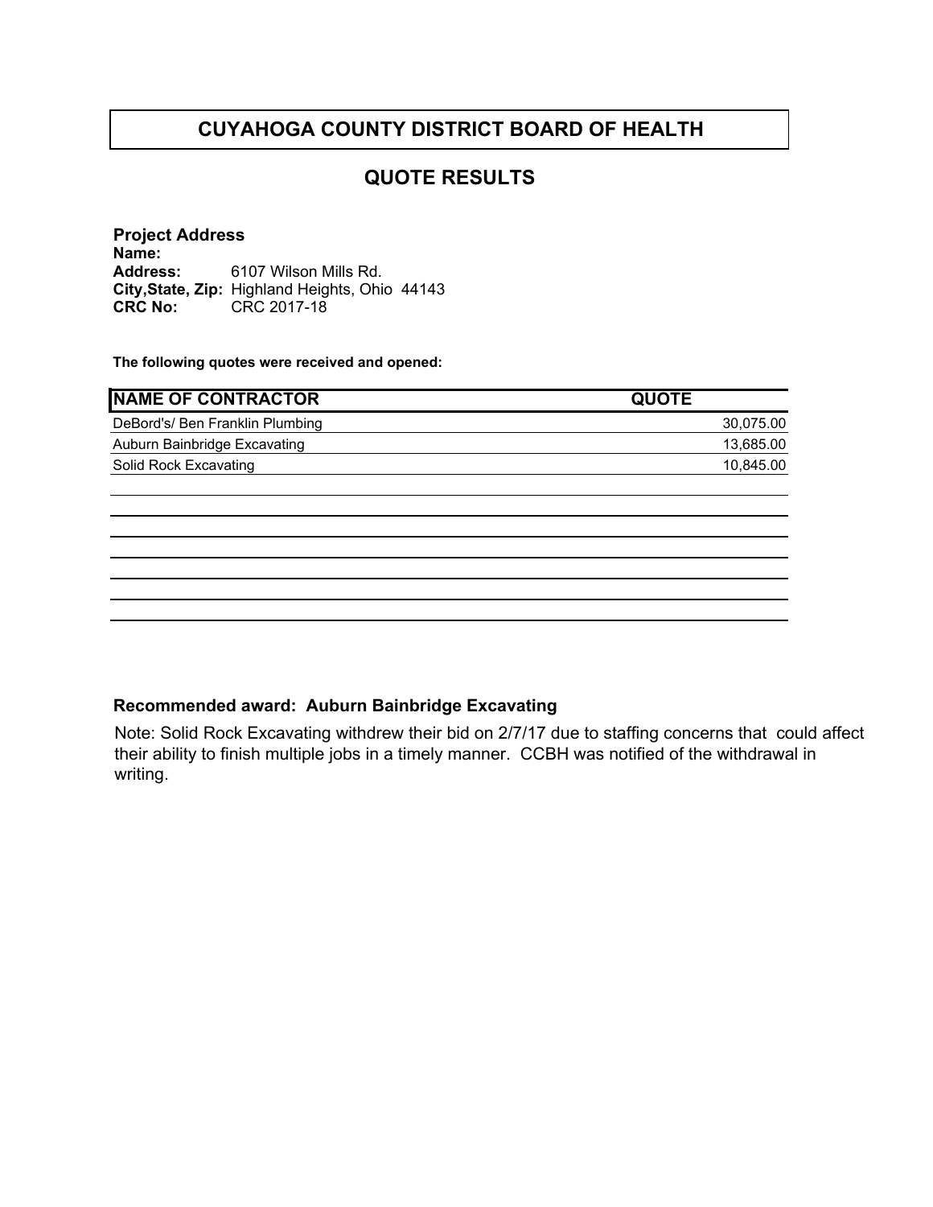# CUYAHOGA COUNTY DISTRICT BOARD OF HEALTH

## QUOTE RESULTS

**Project Address**
**Name:**
**Address:** 6107 Wilson Mills Rd.
**City,State, Zip:** Highland Heights, Ohio 44143
**CRC No:** CRC 2017-18

**The following quotes were received and opened:**

| NAME OF CONTRACTOR | QUOTE |
|---|---|
| DeBord's/ Ben Franklin Plumbing | 30,075.00 |
| Auburn Bainbridge Excavating | 13,685.00 |
| Solid Rock Excavating | 10,845.00 |

**Recommended award: Auburn Bainbridge Excavating**

Note: Solid Rock Excavating withdrew their bid on 2/7/17 due to staffing concerns that could affect their ability to finish multiple jobs in a timely manner. CCBH was notified of the withdrawal in writing.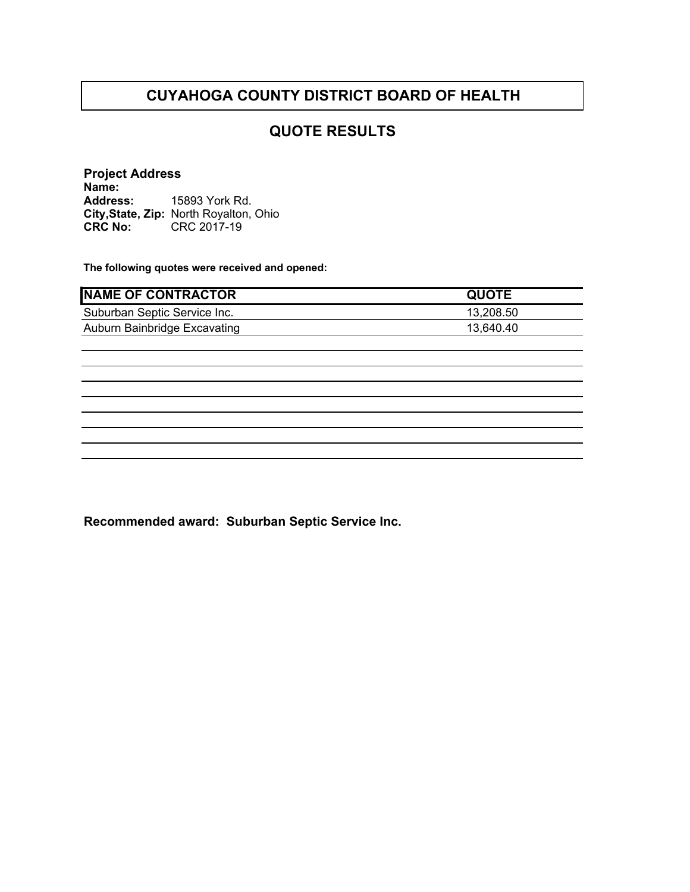# CUYAHOGA COUNTY DISTRICT BOARD OF HEALTH

## QUOTE RESULTS

**Project Address**
**Name:**
**Address:** 15893 York Rd.
**City,State, Zip:** North Royalton, Ohio
**CRC No:** CRC 2017-19

**The following quotes were received and opened:**

| NAME OF CONTRACTOR | QUOTE |
|---|---|
| Suburban Septic Service Inc. | 13,208.50 |
| Auburn Bainbridge Excavating | 13,640.40 |

**Recommended award: Suburban Septic Service Inc.**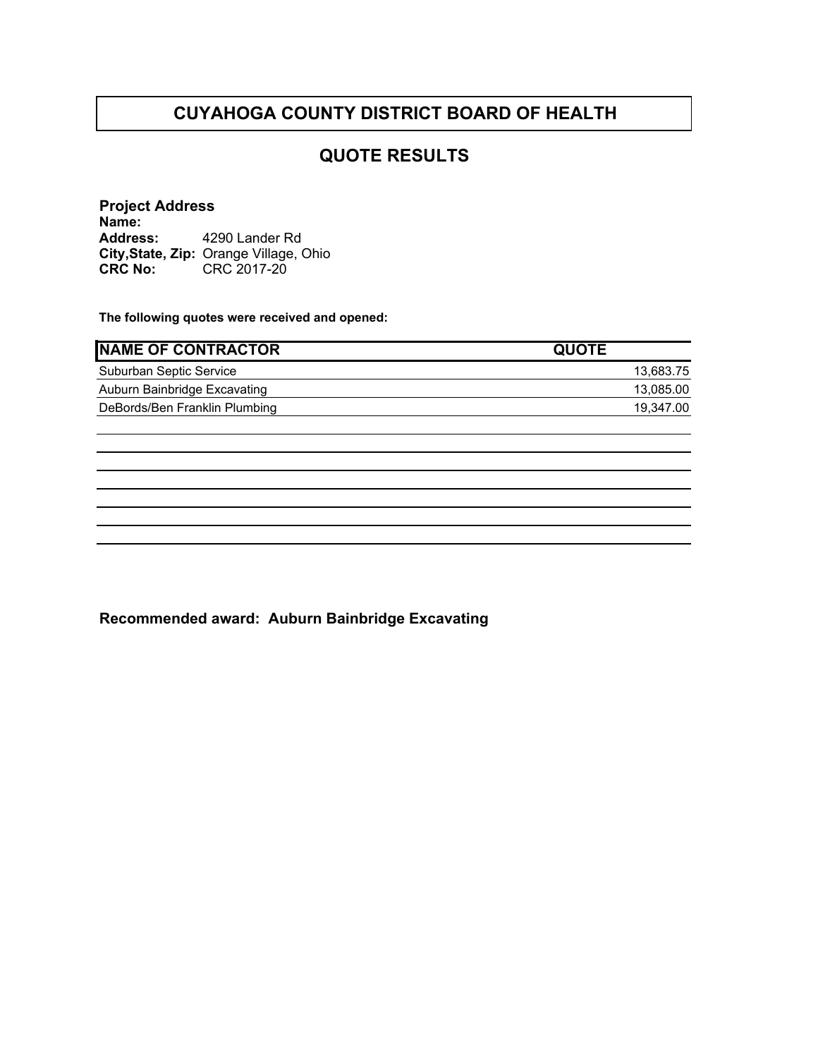# CUYAHOGA COUNTY DISTRICT BOARD OF HEALTH

## QUOTE RESULTS

**Project Address**
**Name:**
**Address:** 4290 Lander Rd
**City,State, Zip:** Orange Village, Ohio
**CRC No:** CRC 2017-20

**The following quotes were received and opened:**

| NAME OF CONTRACTOR | QUOTE |
|---|---|
| Suburban Septic Service | 13,683.75 |
| Auburn Bainbridge Excavating | 13,085.00 |
| DeBords/Ben Franklin Plumbing | 19,347.00 |

**Recommended award: Auburn Bainbridge Excavating**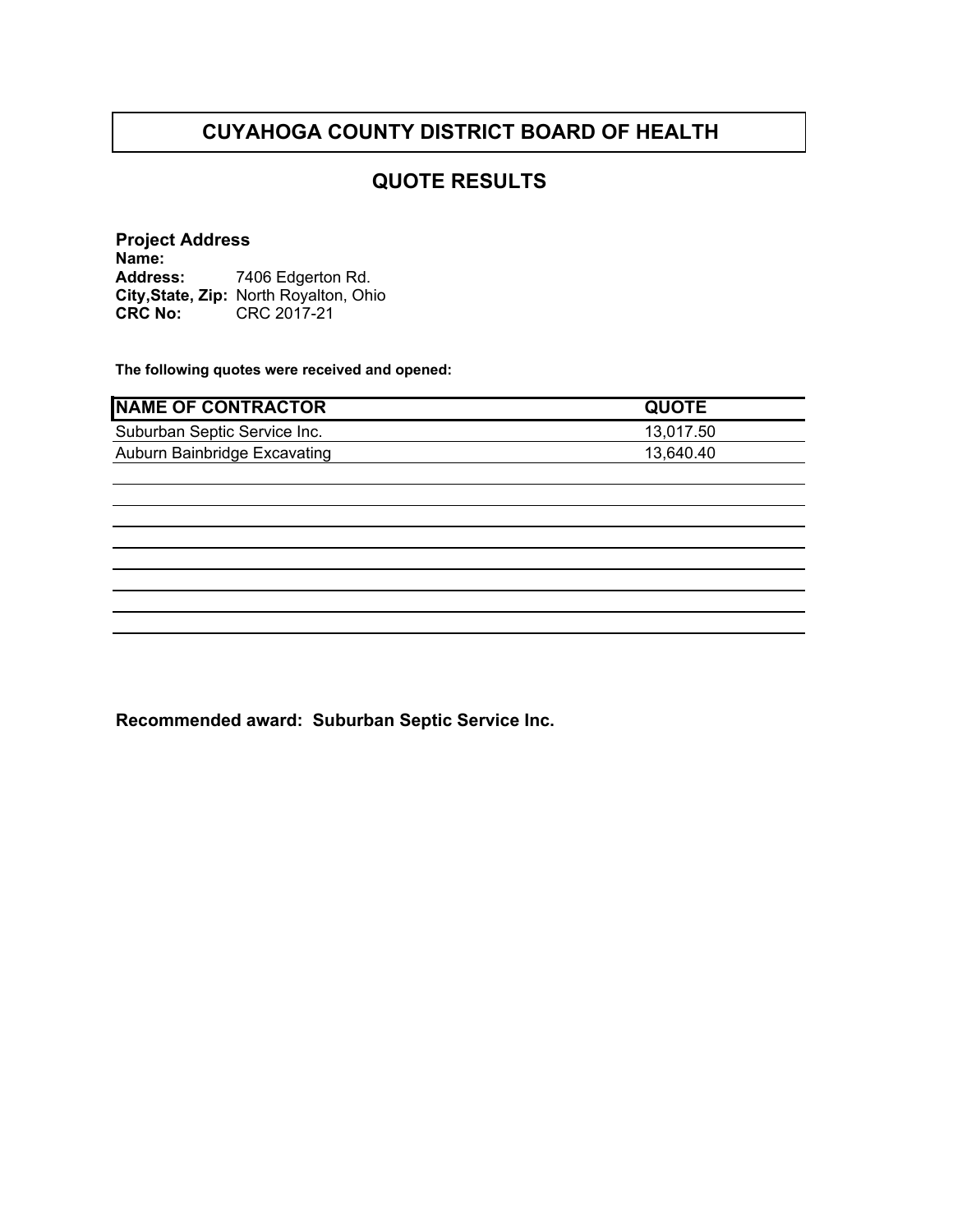# CUYAHOGA COUNTY DISTRICT BOARD OF HEALTH

## QUOTE RESULTS

**Project Address**
**Name:**
**Address:** 7406 Edgerton Rd.
**City,State, Zip:** North Royalton, Ohio
**CRC No:** CRC 2017-21

**The following quotes were received and opened:**

| NAME OF CONTRACTOR | QUOTE |
| --- | --- |
| Suburban Septic Service Inc. | 13,017.50 |
| Auburn Bainbridge Excavating | 13,640.40 |

**Recommended award: Suburban Septic Service Inc.**